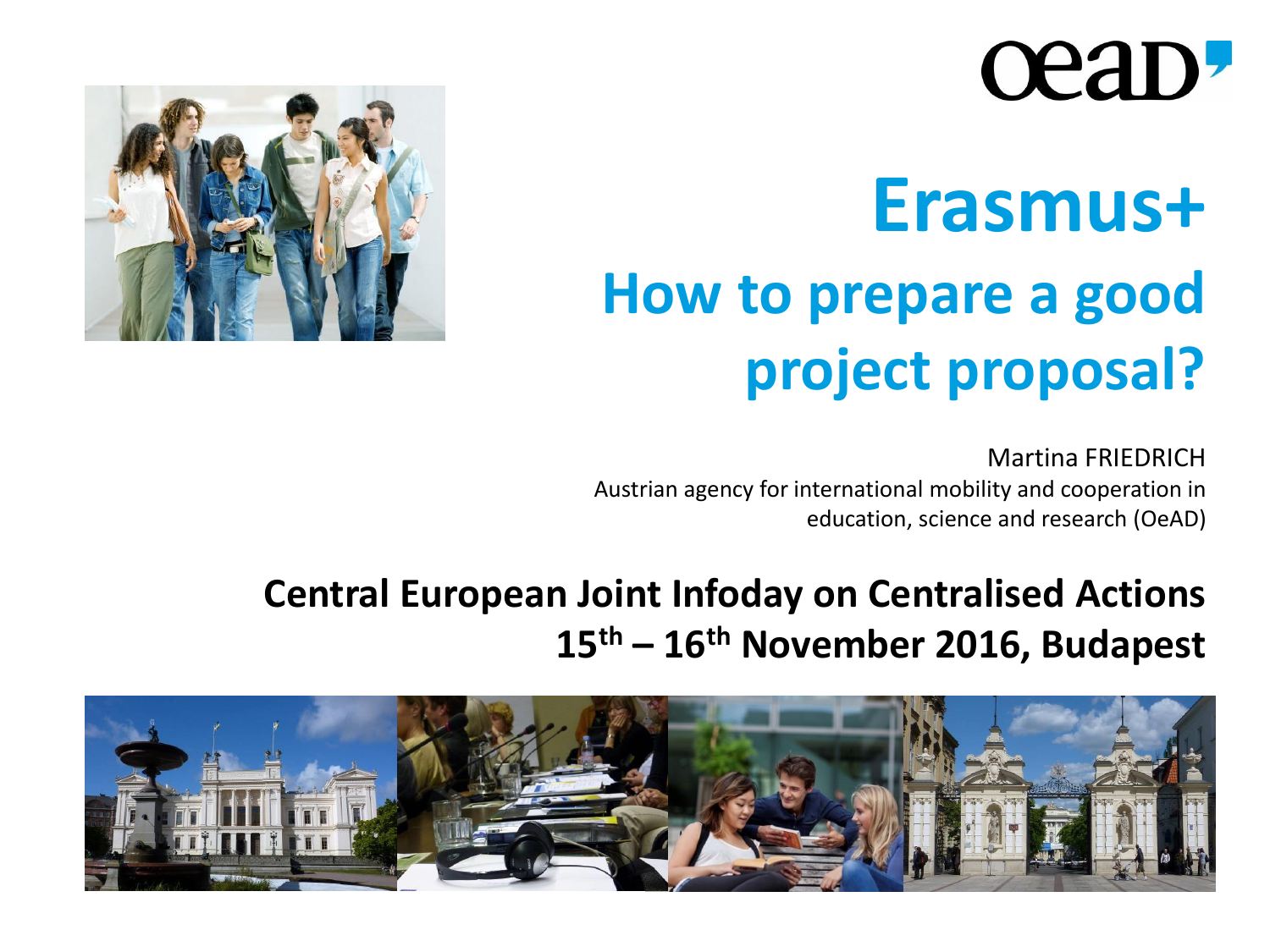oead

# Erasmus+

## How to prepare a good project proposal?

Martina FRIEDRICH
Austrian agency for international mobility and cooperation in education, science and research (OeAD)

**Central European Joint Infoday on Centralised Actions**
**15th – 16th November 2016, Budapest**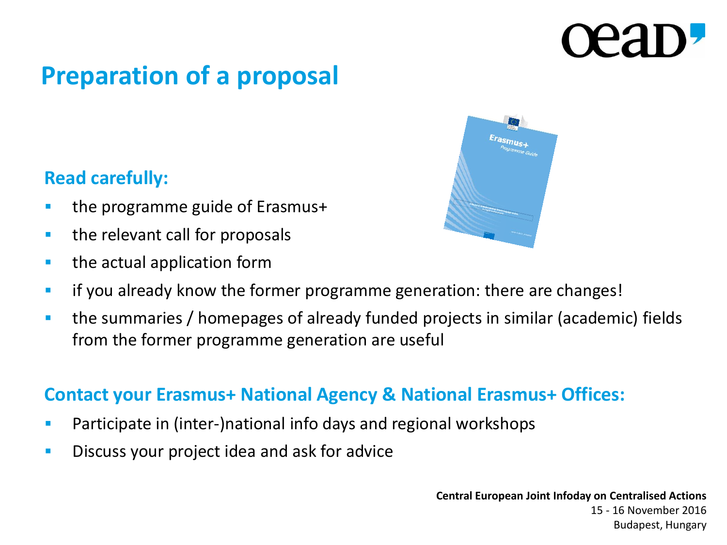# Preparation of a proposal

**Read carefully:**

- the programme guide of Erasmus+
- the relevant call for proposals
- the actual application form
- if you already know the former programme generation: there are changes!
- the summaries / homepages of already funded projects in similar (academic) fields from the former programme generation are useful

**Contact your Erasmus+ National Agency & National Erasmus+ Offices:**

- Participate in (inter-)national info days and regional workshops
- Discuss your project idea and ask for advice

**Central European Joint Infoday on Centralised Actions**
15 - 16 November 2016
Budapest, Hungary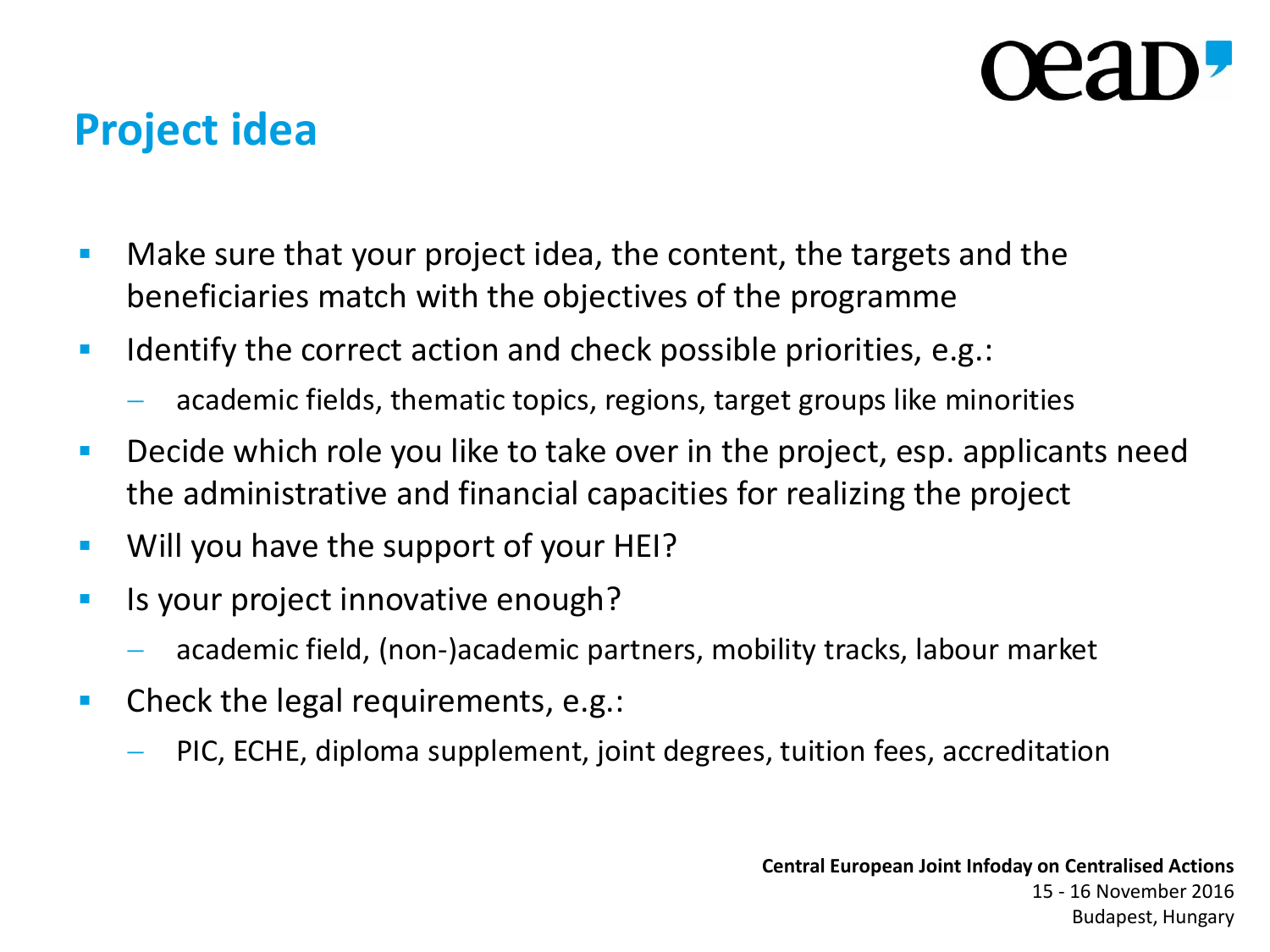# Project idea

- Make sure that your project idea, the content, the targets and the beneficiaries match with the objectives of the programme
- Identify the correct action and check possible priorities, e.g.:
  - academic fields, thematic topics, regions, target groups like minorities
- Decide which role you like to take over in the project, esp. applicants need the administrative and financial capacities for realizing the project
- Will you have the support of your HEI?
- Is your project innovative enough?
  - academic field, (non-)academic partners, mobility tracks, labour market
- Check the legal requirements, e.g.:
  - PIC, ECHE, diploma supplement, joint degrees, tuition fees, accreditation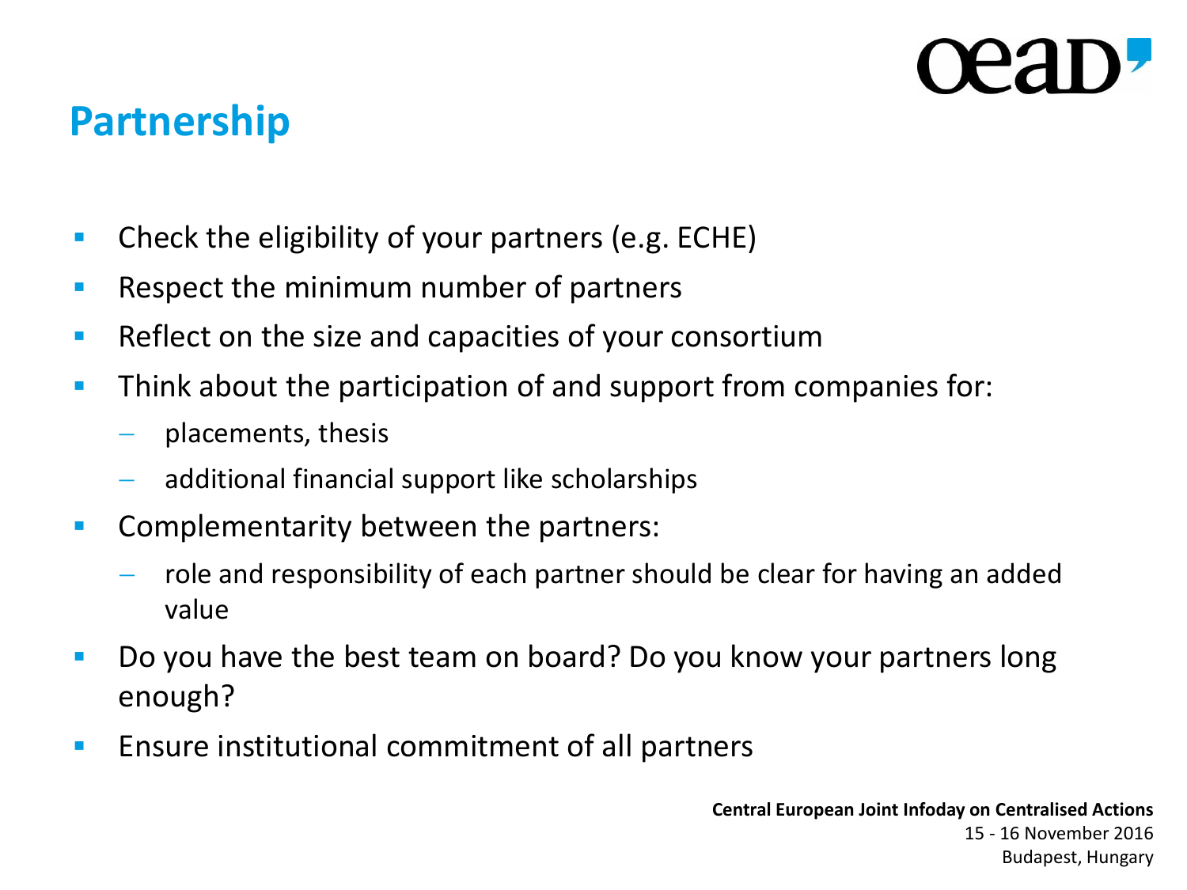## Partnership

- Check the eligibility of your partners (e.g. ECHE)
- Respect the minimum number of partners
- Reflect on the size and capacities of your consortium
- Think about the participation of and support from companies for:
  - placements, thesis
  - additional financial support like scholarships
- Complementarity between the partners:
  - role and responsibility of each partner should be clear for having an added value
- Do you have the best team on board? Do you know your partners long enough?
- Ensure institutional commitment of all partners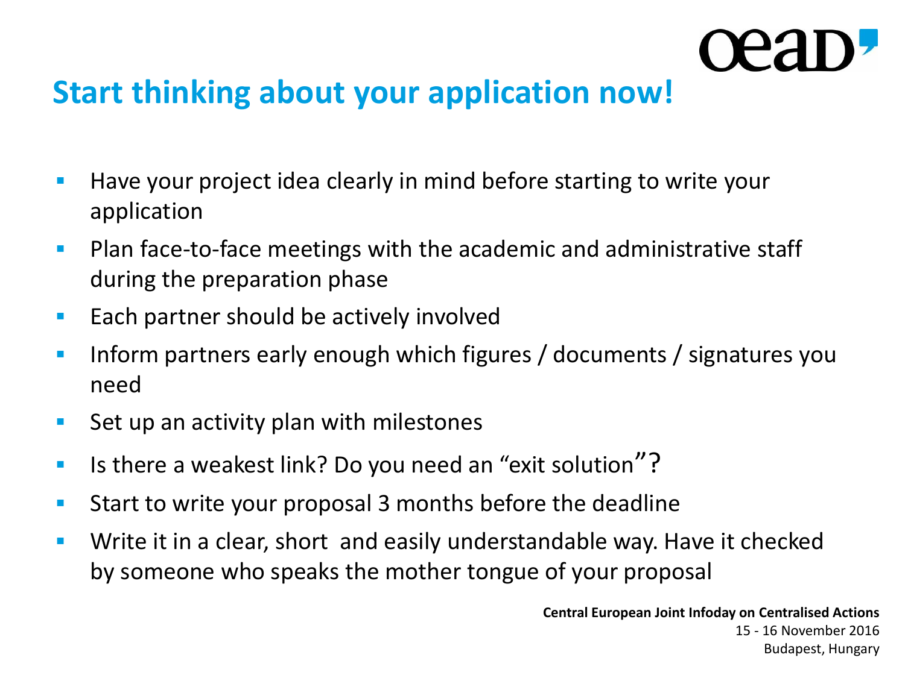## Start thinking about your application now!

- Have your project idea clearly in mind before starting to write your application
- Plan face-to-face meetings with the academic and administrative staff during the preparation phase
- Each partner should be actively involved
- Inform partners early enough which figures / documents / signatures you need
- Set up an activity plan with milestones
- Is there a weakest link? Do you need an "exit solution"?
- Start to write your proposal 3 months before the deadline
- Write it in a clear, short and easily understandable way. Have it checked by someone who speaks the mother tongue of your proposal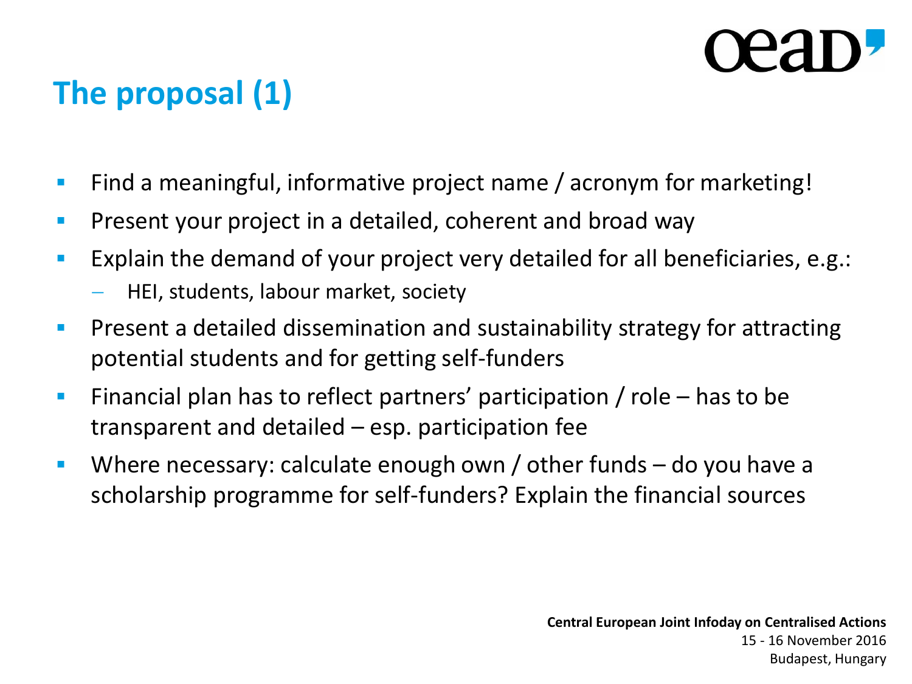# The proposal (1)

- Find a meaningful, informative project name / acronym for marketing!
- Present your project in a detailed, coherent and broad way
- Explain the demand of your project very detailed for all beneficiaries, e.g.:
  - HEI, students, labour market, society
- Present a detailed dissemination and sustainability strategy for attracting potential students and for getting self-funders
- Financial plan has to reflect partners' participation / role – has to be transparent and detailed – esp. participation fee
- Where necessary: calculate enough own / other funds – do you have a scholarship programme for self-funders? Explain the financial sources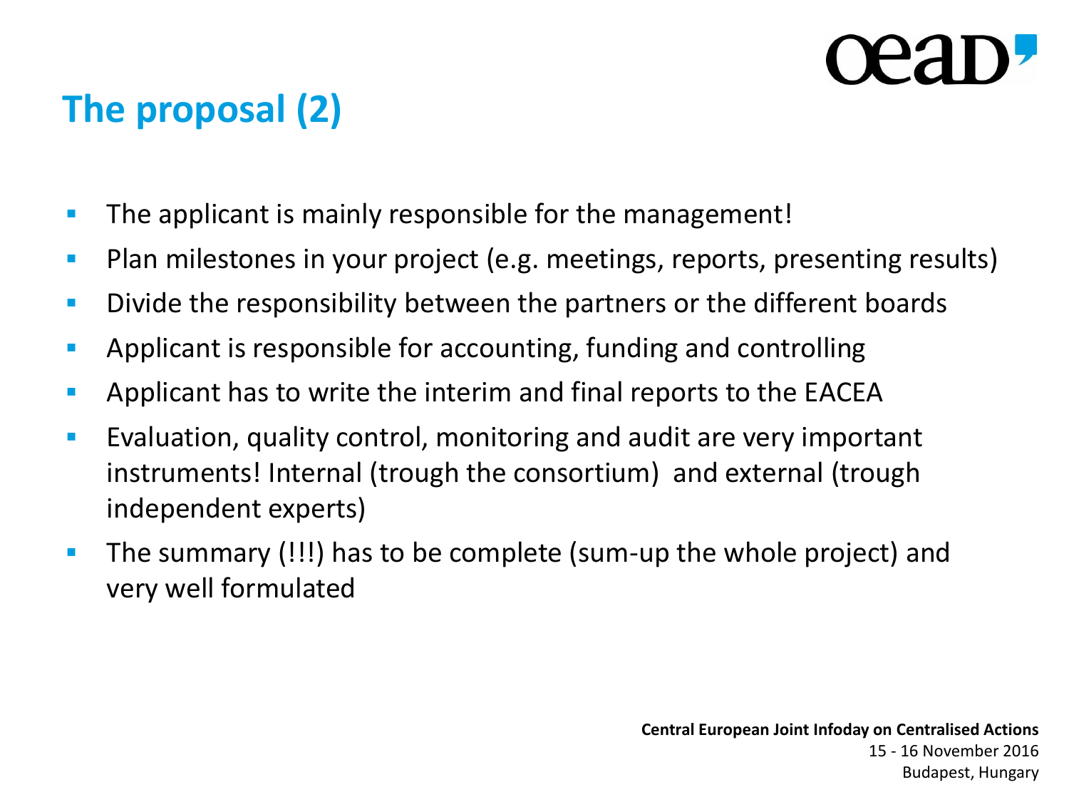## The proposal (2)

- The applicant is mainly responsible for the management!
- Plan milestones in your project (e.g. meetings, reports, presenting results)
- Divide the responsibility between the partners or the different boards
- Applicant is responsible for accounting, funding and controlling
- Applicant has to write the interim and final reports to the EACEA
- Evaluation, quality control, monitoring and audit are very important instruments! Internal (trough the consortium) and external (trough independent experts)
- The summary (!!!) has to be complete (sum-up the whole project) and very well formulated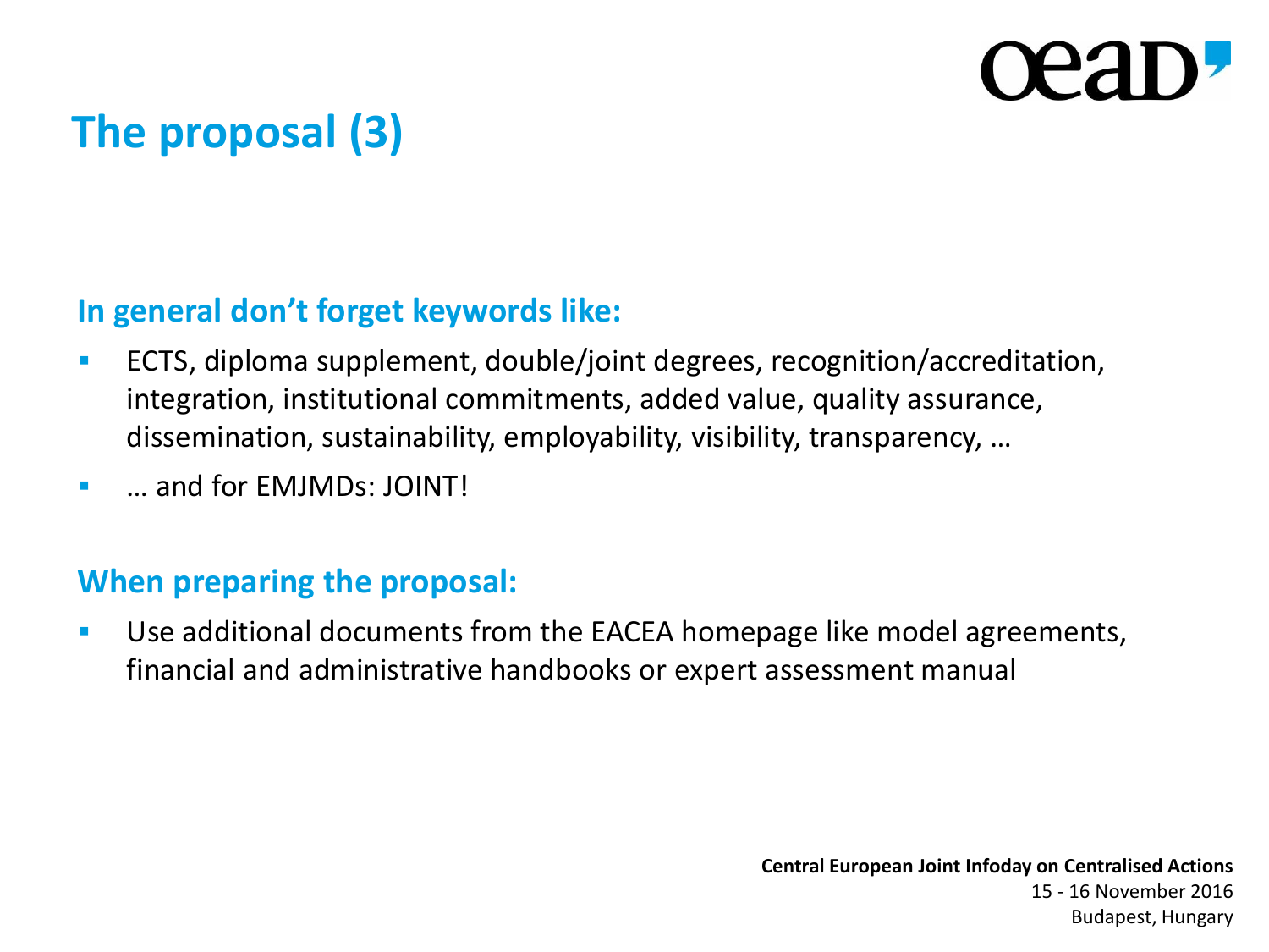# The proposal (3)

## In general don't forget keywords like:

- ECTS, diploma supplement, double/joint degrees, recognition/accreditation, integration, institutional commitments, added value, quality assurance, dissemination, sustainability, employability, visibility, transparency, …
- … and for EMJMDs: JOINT!

## When preparing the proposal:

- Use additional documents from the EACEA homepage like model agreements, financial and administrative handbooks or expert assessment manual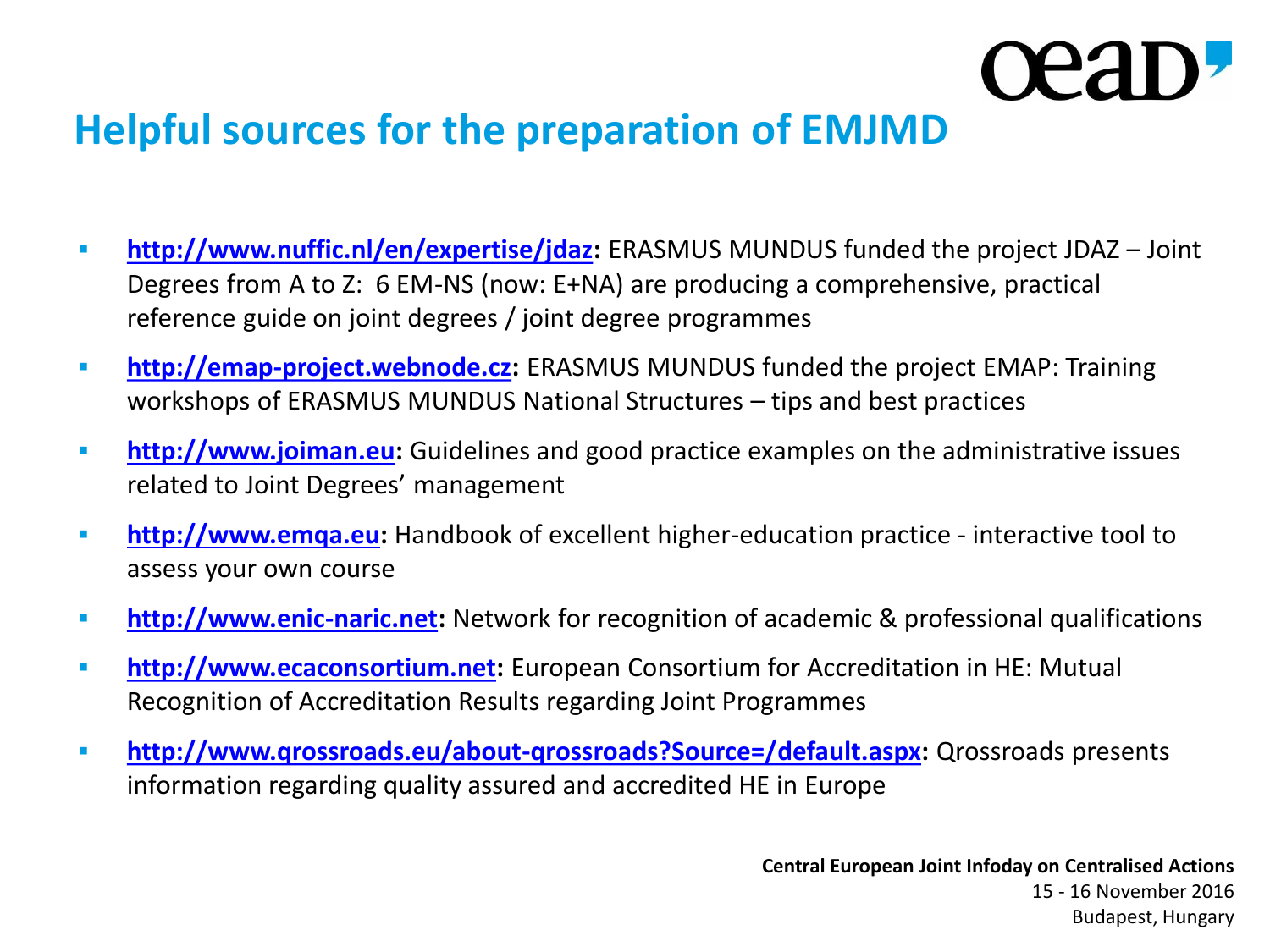# Helpful sources for the preparation of EMJMD

- **http://www.nuffic.nl/en/expertise/jdaz:** ERASMUS MUNDUS funded the project JDAZ – Joint Degrees from A to Z: 6 EM-NS (now: E+NA) are producing a comprehensive, practical reference guide on joint degrees / joint degree programmes
- **http://emap-project.webnode.cz:** ERASMUS MUNDUS funded the project EMAP: Training workshops of ERASMUS MUNDUS National Structures – tips and best practices
- **http://www.joiman.eu:** Guidelines and good practice examples on the administrative issues related to Joint Degrees' management
- **http://www.emqa.eu:** Handbook of excellent higher-education practice - interactive tool to assess your own course
- **http://www.enic-naric.net:** Network for recognition of academic & professional qualifications
- **http://www.ecaconsortium.net:** European Consortium for Accreditation in HE: Mutual Recognition of Accreditation Results regarding Joint Programmes
- **http://www.qrossroads.eu/about-qrossroads?Source=/default.aspx:** Qrossroads presents information regarding quality assured and accredited HE in Europe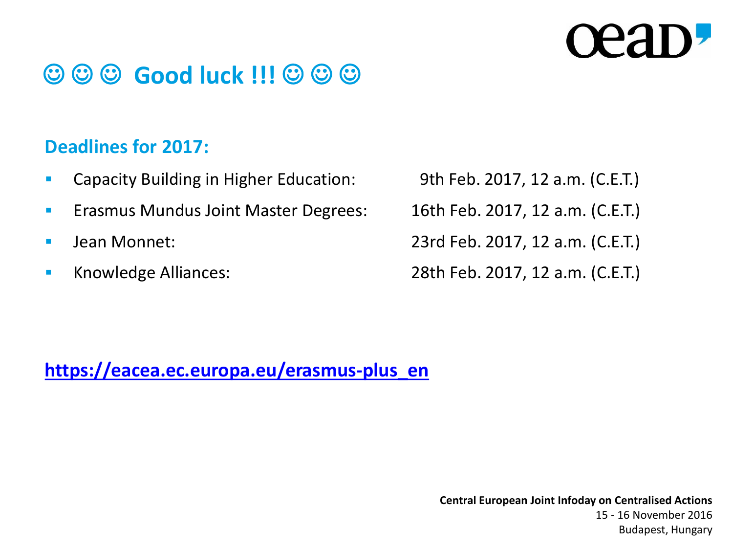# ☺ ☺ ☺ Good luck !!! ☺ ☺ ☺

## Deadlines for 2017:

- Capacity Building in Higher Education: 9th Feb. 2017, 12 a.m. (C.E.T.)
- Erasmus Mundus Joint Master Degrees: 16th Feb. 2017, 12 a.m. (C.E.T.)
- Jean Monnet: 23rd Feb. 2017, 12 a.m. (C.E.T.)
- Knowledge Alliances: 28th Feb. 2017, 12 a.m. (C.E.T.)

**https://eacea.ec.europa.eu/erasmus-plus_en**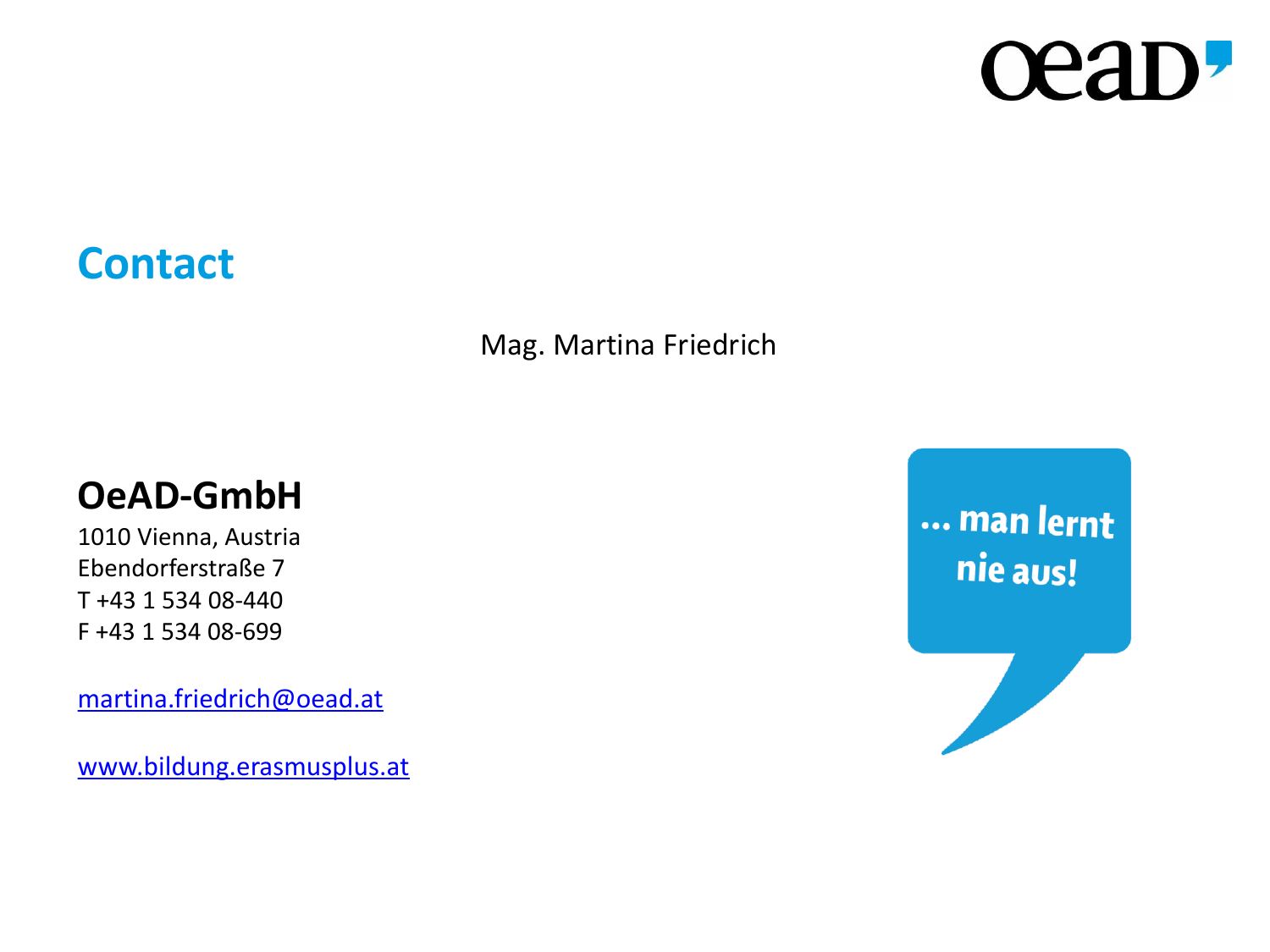## Contact

Mag. Martina Friedrich

**OeAD-GmbH**

1010 Vienna, Austria
Ebendorferstraße 7
T +43 1 534 08-440
F +43 1 534 08-699

martina.friedrich@oead.at

www.bildung.erasmusplus.at

... man lernt nie aus!